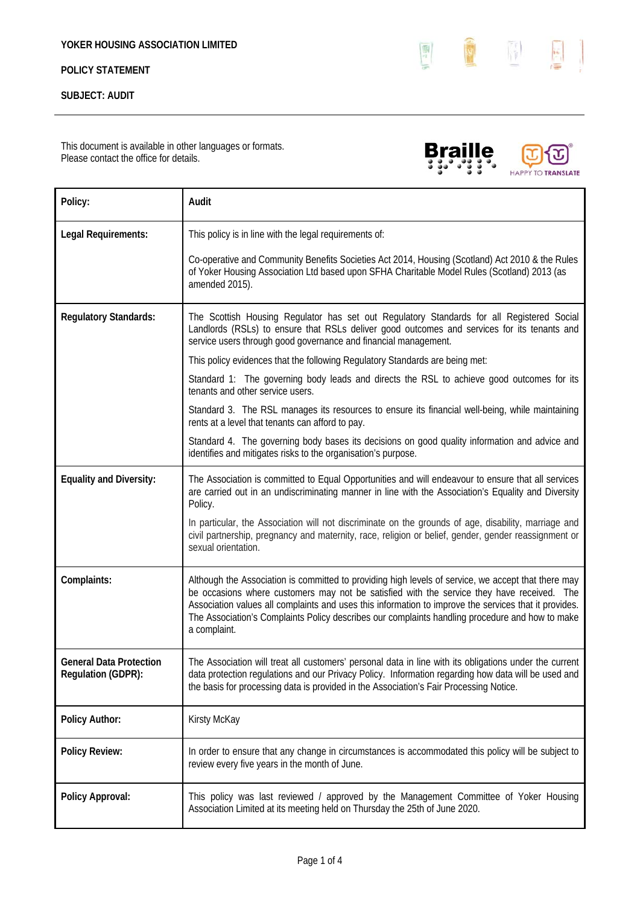**YOKER HOUSING ASSOCIATION LIMITED**

**POLICY STATEMENT**

**SUBJECT: AUDIT**

This document is available in other languages or formats.
Please contact the office for details.

| **Policy:** | **Audit** |
|---|---|
| **Legal Requirements:** | This policy is in line with the legal requirements of:<br><br>Co-operative and Community Benefits Societies Act 2014, Housing (Scotland) Act 2010 & the Rules of Yoker Housing Association Ltd based upon SFHA Charitable Model Rules (Scotland) 2013 (as amended 2015). |
| **Regulatory Standards:** | The Scottish Housing Regulator has set out Regulatory Standards for all Registered Social Landlords (RSLs) to ensure that RSLs deliver good outcomes and services for its tenants and service users through good governance and financial management.<br><br>This policy evidences that the following Regulatory Standards are being met:<br><br>Standard 1: The governing body leads and directs the RSL to achieve good outcomes for its tenants and other service users.<br><br>Standard 3. The RSL manages its resources to ensure its financial well-being, while maintaining rents at a level that tenants can afford to pay.<br><br>Standard 4. The governing body bases its decisions on good quality information and advice and identifies and mitigates risks to the organisation's purpose. |
| **Equality and Diversity:** | The Association is committed to Equal Opportunities and will endeavour to ensure that all services are carried out in an undiscriminating manner in line with the Association's Equality and Diversity Policy.<br><br>In particular, the Association will not discriminate on the grounds of age, disability, marriage and civil partnership, pregnancy and maternity, race, religion or belief, gender, gender reassignment or sexual orientation. |
| **Complaints:** | Although the Association is committed to providing high levels of service, we accept that there may be occasions where customers may not be satisfied with the service they have received. The Association values all complaints and uses this information to improve the services that it provides. The Association's Complaints Policy describes our complaints handling procedure and how to make a complaint. |
| **General Data Protection Regulation (GDPR):** | The Association will treat all customers' personal data in line with its obligations under the current data protection regulations and our Privacy Policy. Information regarding how data will be used and the basis for processing data is provided in the Association's Fair Processing Notice. |
| **Policy Author:** | Kirsty McKay |
| **Policy Review:** | In order to ensure that any change in circumstances is accommodated this policy will be subject to review every five years in the month of June. |
| **Policy Approval:** | This policy was last reviewed / approved by the Management Committee of Yoker Housing Association Limited at its meeting held on Thursday the 25th of June 2020. |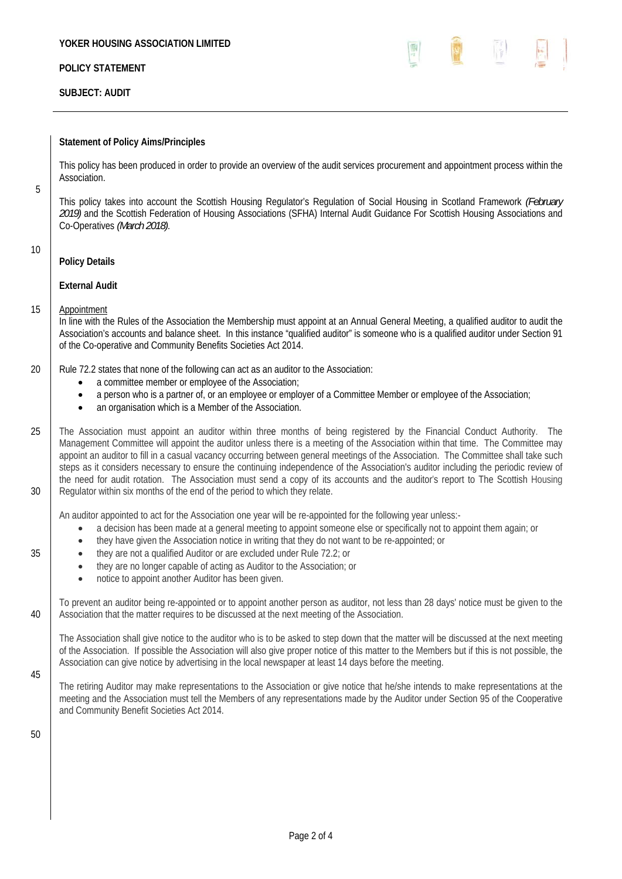**Statement of Policy Aims/Principles**

This policy has been produced in order to provide an overview of the audit services procurement and appointment process within the Association.

This policy takes into account the Scottish Housing Regulator's Regulation of Social Housing in Scotland Framework *(February 2019)* and the Scottish Federation of Housing Associations (SFHA) Internal Audit Guidance For Scottish Housing Associations and Co-Operatives *(March 2018).*

**Policy Details**

**External Audit**

Appointment

In line with the Rules of the Association the Membership must appoint at an Annual General Meeting, a qualified auditor to audit the Association's accounts and balance sheet. In this instance "qualified auditor" is someone who is a qualified auditor under Section 91 of the Co-operative and Community Benefits Societies Act 2014.

Rule 72.2 states that none of the following can act as an auditor to the Association:

- a committee member or employee of the Association;
- a person who is a partner of, or an employee or employer of a Committee Member or employee of the Association;
- an organisation which is a Member of the Association.

The Association must appoint an auditor within three months of being registered by the Financial Conduct Authority. The Management Committee will appoint the auditor unless there is a meeting of the Association within that time. The Committee may appoint an auditor to fill in a casual vacancy occurring between general meetings of the Association. The Committee shall take such steps as it considers necessary to ensure the continuing independence of the Association's auditor including the periodic review of the need for audit rotation. The Association must send a copy of its accounts and the auditor's report to The Scottish Housing Regulator within six months of the end of the period to which they relate.

An auditor appointed to act for the Association one year will be re-appointed for the following year unless:-

- a decision has been made at a general meeting to appoint someone else or specifically not to appoint them again; or
- they have given the Association notice in writing that they do not want to be re-appointed; or
- they are not a qualified Auditor or are excluded under Rule 72.2; or
- they are no longer capable of acting as Auditor to the Association; or
- notice to appoint another Auditor has been given.

To prevent an auditor being re-appointed or to appoint another person as auditor, not less than 28 days' notice must be given to the Association that the matter requires to be discussed at the next meeting of the Association.

The Association shall give notice to the auditor who is to be asked to step down that the matter will be discussed at the next meeting of the Association. If possible the Association will also give proper notice of this matter to the Members but if this is not possible, the Association can give notice by advertising in the local newspaper at least 14 days before the meeting.

The retiring Auditor may make representations to the Association or give notice that he/she intends to make representations at the meeting and the Association must tell the Members of any representations made by the Auditor under Section 95 of the Cooperative and Community Benefit Societies Act 2014.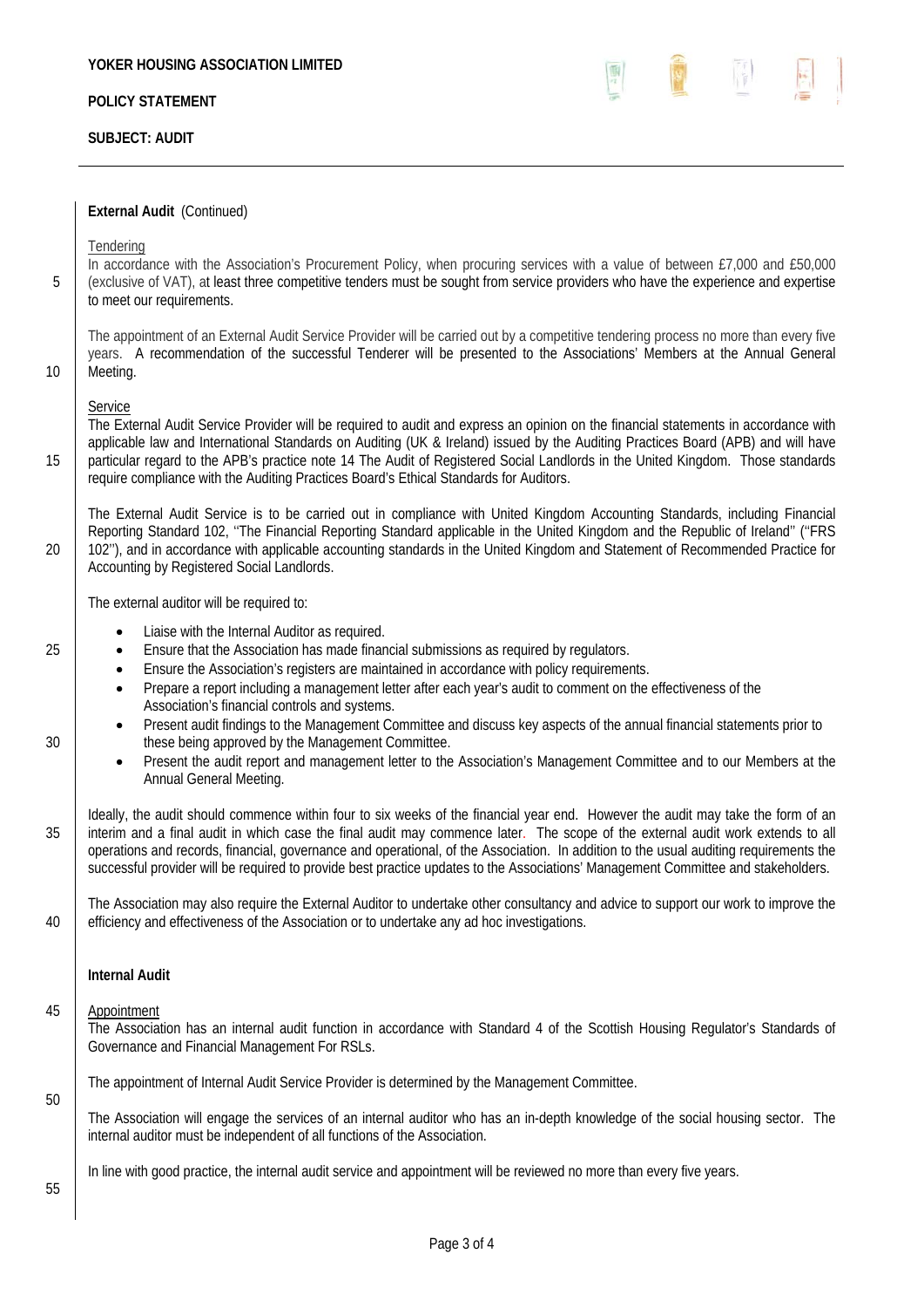**External Audit** (Continued)

Tendering

In accordance with the Association's Procurement Policy, when procuring services with a value of between £7,000 and £50,000 (exclusive of VAT), at least three competitive tenders must be sought from service providers who have the experience and expertise to meet our requirements.

The appointment of an External Audit Service Provider will be carried out by a competitive tendering process no more than every five years. A recommendation of the successful Tenderer will be presented to the Associations' Members at the Annual General Meeting.

Service

The External Audit Service Provider will be required to audit and express an opinion on the financial statements in accordance with applicable law and International Standards on Auditing (UK & Ireland) issued by the Auditing Practices Board (APB) and will have particular regard to the APB's practice note 14 The Audit of Registered Social Landlords in the United Kingdom. Those standards require compliance with the Auditing Practices Board's Ethical Standards for Auditors.

The External Audit Service is to be carried out in compliance with United Kingdom Accounting Standards, including Financial Reporting Standard 102, "The Financial Reporting Standard applicable in the United Kingdom and the Republic of Ireland" ("FRS 102"), and in accordance with applicable accounting standards in the United Kingdom and Statement of Recommended Practice for Accounting by Registered Social Landlords.

The external auditor will be required to:

- Liaise with the Internal Auditor as required.
- Ensure that the Association has made financial submissions as required by regulators.
- Ensure the Association's registers are maintained in accordance with policy requirements.
- Prepare a report including a management letter after each year's audit to comment on the effectiveness of the Association's financial controls and systems.
- Present audit findings to the Management Committee and discuss key aspects of the annual financial statements prior to these being approved by the Management Committee.
- Present the audit report and management letter to the Association's Management Committee and to our Members at the Annual General Meeting.

Ideally, the audit should commence within four to six weeks of the financial year end. However the audit may take the form of an interim and a final audit in which case the final audit may commence later. The scope of the external audit work extends to all operations and records, financial, governance and operational, of the Association. In addition to the usual auditing requirements the successful provider will be required to provide best practice updates to the Associations' Management Committee and stakeholders.

The Association may also require the External Auditor to undertake other consultancy and advice to support our work to improve the efficiency and effectiveness of the Association or to undertake any ad hoc investigations.

**Internal Audit**

Appointment

The Association has an internal audit function in accordance with Standard 4 of the Scottish Housing Regulator's Standards of Governance and Financial Management For RSLs.

The appointment of Internal Audit Service Provider is determined by the Management Committee.

The Association will engage the services of an internal auditor who has an in-depth knowledge of the social housing sector. The internal auditor must be independent of all functions of the Association.

In line with good practice, the internal audit service and appointment will be reviewed no more than every five years.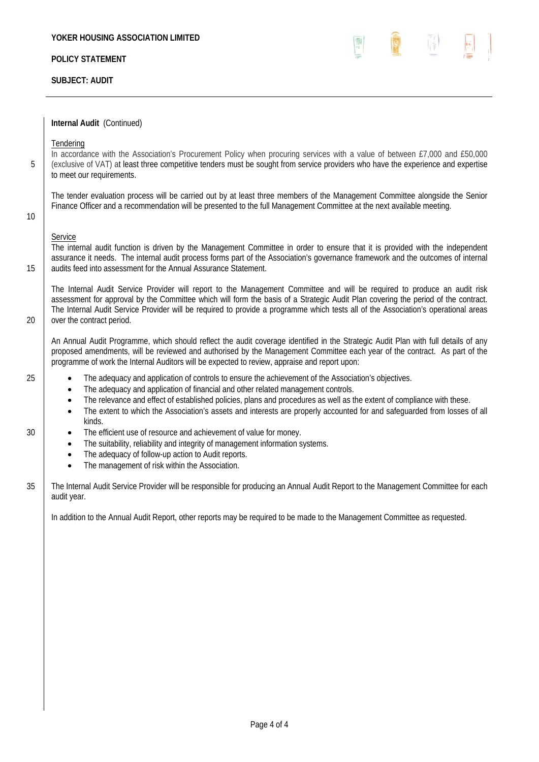**YOKER HOUSING ASSOCIATION LIMITED**

**POLICY STATEMENT**

**SUBJECT: AUDIT**

**Internal Audit** (Continued)

Tendering

In accordance with the Association's Procurement Policy when procuring services with a value of between £7,000 and £50,000 (exclusive of VAT) at least three competitive tenders must be sought from service providers who have the experience and expertise to meet our requirements.

The tender evaluation process will be carried out by at least three members of the Management Committee alongside the Senior Finance Officer and a recommendation will be presented to the full Management Committee at the next available meeting.

Service

The internal audit function is driven by the Management Committee in order to ensure that it is provided with the independent assurance it needs. The internal audit process forms part of the Association's governance framework and the outcomes of internal audits feed into assessment for the Annual Assurance Statement.

The Internal Audit Service Provider will report to the Management Committee and will be required to produce an audit risk assessment for approval by the Committee which will form the basis of a Strategic Audit Plan covering the period of the contract. The Internal Audit Service Provider will be required to provide a programme which tests all of the Association's operational areas over the contract period.

An Annual Audit Programme, which should reflect the audit coverage identified in the Strategic Audit Plan with full details of any proposed amendments, will be reviewed and authorised by the Management Committee each year of the contract. As part of the programme of work the Internal Auditors will be expected to review, appraise and report upon:

- The adequacy and application of controls to ensure the achievement of the Association's objectives.
- The adequacy and application of financial and other related management controls.
- The relevance and effect of established policies, plans and procedures as well as the extent of compliance with these.
- The extent to which the Association's assets and interests are properly accounted for and safeguarded from losses of all kinds.
- The efficient use of resource and achievement of value for money.
- The suitability, reliability and integrity of management information systems.
- The adequacy of follow-up action to Audit reports.
- The management of risk within the Association.

The Internal Audit Service Provider will be responsible for producing an Annual Audit Report to the Management Committee for each audit year.

In addition to the Annual Audit Report, other reports may be required to be made to the Management Committee as requested.